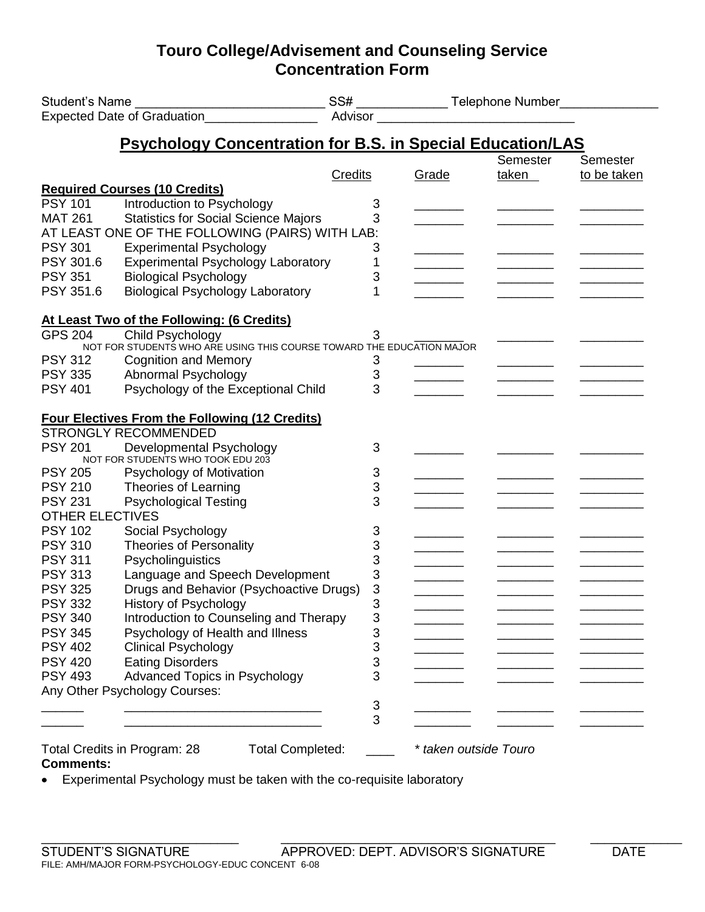# Touro College/Advisement and Counseling Service
# Concentration Form

Student's Name ___________________________ SS# _____________ Telephone Number______________

Expected Date of Graduation________________ Advisor ____________________________

## Psychology Concentration for B.S. in Special Education/LAS

| | | Credits | Grade | Semester taken | Semester to be taken |
|---|---|---|---|---|---|
| **Required Courses (10 Credits)** | | | | | |
| PSY 101 | Introduction to Psychology | 3 | _______ | ________ | _________ |
| MAT 261 | Statistics for Social Science Majors | 3 | _______ | ________ | _________ |
| AT LEAST ONE OF THE FOLLOWING (PAIRS) WITH LAB: | | | | | |
| PSY 301 | Experimental Psychology | 3 | _______ | ________ | _________ |
| PSY 301.6 | Experimental Psychology Laboratory | 1 | _______ | ________ | _________ |
| PSY 351 | Biological Psychology | 3 | _______ | ________ | _________ |
| PSY 351.6 | Biological Psychology Laboratory | 1 | _______ | ________ | _________ |
| **At Least Two of the Following: (6 Credits)** | | | | | |
| GPS 204 | Child Psychology<br>NOT FOR STUDENTS WHO ARE USING THIS COURSE TOWARD THE EDUCATION MAJOR | 3 | _______ | ________ | _________ |
| PSY 312 | Cognition and Memory | 3 | _______ | ________ | _________ |
| PSY 335 | Abnormal Psychology | 3 | _______ | ________ | _________ |
| PSY 401 | Psychology of the Exceptional Child | 3 | _______ | ________ | _________ |
| **Four Electives From the Following (12 Credits)** | | | | | |
| STRONGLY RECOMMENDED | | | | | |
| PSY 201 | Developmental Psychology<br>NOT FOR STUDENTS WHO TOOK EDU 203 | 3 | _______ | ________ | _________ |
| PSY 205 | Psychology of Motivation | 3 | _______ | ________ | _________ |
| PSY 210 | Theories of Learning | 3 | _______ | ________ | _________ |
| PSY 231 | Psychological Testing | 3 | _______ | ________ | _________ |
| OTHER ELECTIVES | | | | | |
| PSY 102 | Social Psychology | 3 | _______ | ________ | _________ |
| PSY 310 | Theories of Personality | 3 | _______ | ________ | _________ |
| PSY 311 | Psycholinguistics | 3 | _______ | ________ | _________ |
| PSY 313 | Language and Speech Development | 3 | _______ | ________ | _________ |
| PSY 325 | Drugs and Behavior (Psychoactive Drugs) | 3 | _______ | ________ | _________ |
| PSY 332 | History of Psychology | 3 | _______ | ________ | _________ |
| PSY 340 | Introduction to Counseling and Therapy | 3 | _______ | ________ | _________ |
| PSY 345 | Psychology of Health and Illness | 3 | _______ | ________ | _________ |
| PSY 402 | Clinical Psychology | 3 | _______ | ________ | _________ |
| PSY 420 | Eating Disorders | 3 | _______ | ________ | _________ |
| PSY 493 | Advanced Topics in Psychology | 3 | _______ | ________ | _________ |
| Any Other Psychology Courses: | | | | | |
| ______ | ____________________________ | 3 | ________ | ________ | _________ |
| ______ | ____________________________ | 3 | ________ | ________ | _________ |

Total Credits in Program: 28 Total Completed: ____ *\* taken outside Touro*

**Comments:**

- Experimental Psychology must be taken with the co-requisite laboratory

___________________________ ______________________________________ _____________

STUDENT'S SIGNATURE APPROVED: DEPT. ADVISOR'S SIGNATURE DATE

FILE: AMH/MAJOR FORM-PSYCHOLOGY-EDUC CONCENT 6-08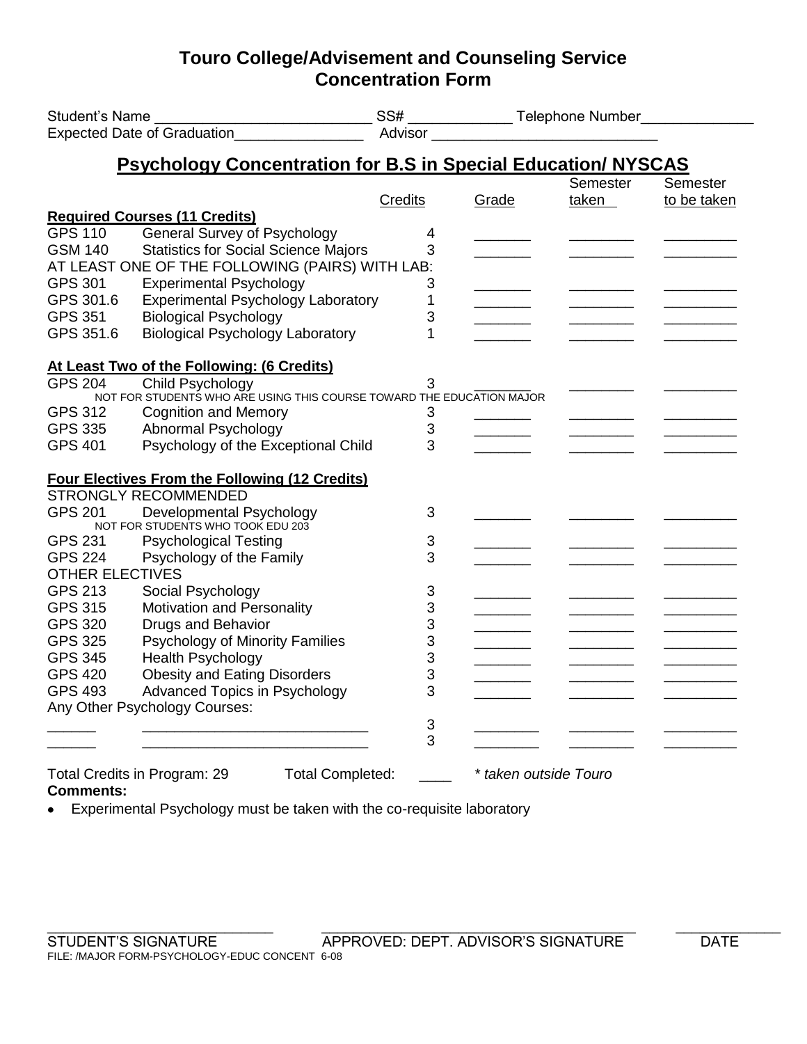# Touro College/Advisement and Counseling Service
# Concentration Form

Student's Name ___________________________ SS# _____________ Telephone Number______________
Expected Date of Graduation________________ Advisor ____________________________

## Psychology Concentration for B.S in Special Education/ NYSCAS

| | | Credits | Grade | Semester taken | Semester to be taken |
|---|---|---|---|---|---|
| **Required Courses (11 Credits)** | | | | | |
| GPS 110 | General Survey of Psychology | 4 | _______ | ________ | _________ |
| GSM 140 | Statistics for Social Science Majors | 3 | _______ | ________ | _________ |
| AT LEAST ONE OF THE FOLLOWING (PAIRS) WITH LAB: | | | | | |
| GPS 301 | Experimental Psychology | 3 | _______ | ________ | _________ |
| GPS 301.6 | Experimental Psychology Laboratory | 1 | _______ | ________ | _________ |
| GPS 351 | Biological Psychology | 3 | _______ | ________ | _________ |
| GPS 351.6 | Biological Psychology Laboratory | 1 | _______ | ________ | _________ |
| **At Least Two of the Following: (6 Credits)** | | | | | |
| GPS 204 | Child Psychology<br>NOT FOR STUDENTS WHO ARE USING THIS COURSE TOWARD THE EDUCATION MAJOR | 3 | _______ | ________ | _________ |
| GPS 312 | Cognition and Memory | 3 | _______ | ________ | _________ |
| GPS 335 | Abnormal Psychology | 3 | _______ | ________ | _________ |
| GPS 401 | Psychology of the Exceptional Child | 3 | _______ | ________ | _________ |
| **Four Electives From the Following (12 Credits)** | | | | | |
| STRONGLY RECOMMENDED | | | | | |
| GPS 201 | Developmental Psychology<br>NOT FOR STUDENTS WHO TOOK EDU 203 | 3 | _______ | ________ | _________ |
| GPS 231 | Psychological Testing | 3 | _______ | ________ | _________ |
| GPS 224 | Psychology of the Family | 3 | _______ | ________ | _________ |
| OTHER ELECTIVES | | | | | |
| GPS 213 | Social Psychology | 3 | _______ | ________ | _________ |
| GPS 315 | Motivation and Personality | 3 | _______ | ________ | _________ |
| GPS 320 | Drugs and Behavior | 3 | _______ | ________ | _________ |
| GPS 325 | Psychology of Minority Families | 3 | _______ | ________ | _________ |
| GPS 345 | Health Psychology | 3 | _______ | ________ | _________ |
| GPS 420 | Obesity and Eating Disorders | 3 | _______ | ________ | _________ |
| GPS 493 | Advanced Topics in Psychology | 3 | _______ | ________ | _________ |
| Any Other Psychology Courses: | | | | | |
| ______ | ____________________________ | 3 | ________ | ________ | _________ |
| ______ | ____________________________ | 3 | ________ | ________ | _________ |

Total Credits in Program: 29 Total Completed: ____ *\* taken outside Touro*

**Comments:**

- Experimental Psychology must be taken with the co-requisite laboratory

___________________________ ____________________________________ _____________
STUDENT'S SIGNATURE APPROVED: DEPT. ADVISOR'S SIGNATURE DATE

FILE: /MAJOR FORM-PSYCHOLOGY-EDUC CONCENT 6-08